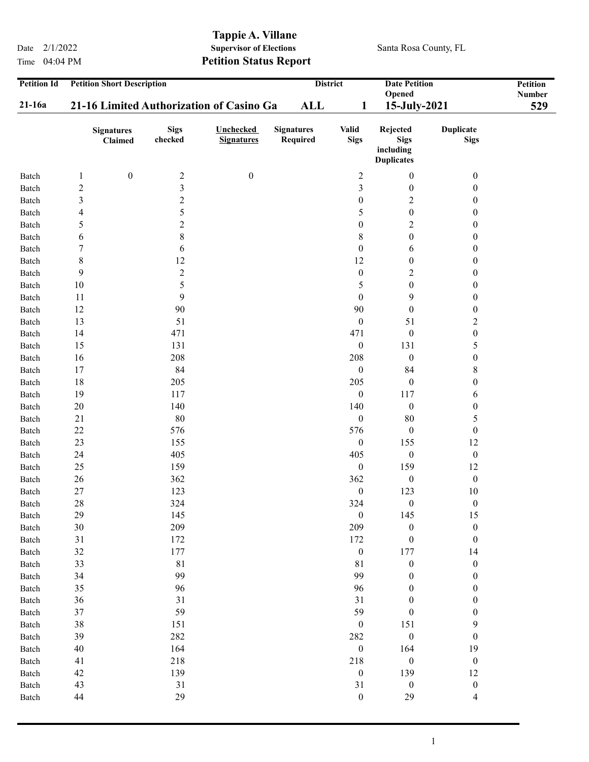# Tappie A. Villane

**Supervisor of Elections**

Date 2/1/2022 &nbsp;&nbsp;&nbsp;&nbsp; Santa Rosa County, FL

Time 04:04 PM

## Petition Status Report

| Petition Id | Petition Short Description | District | | Date Petition Opened | Petition Number |
|---|---|---|---|---|---|
| **21-16a** | **21-16 Limited Authorization of Casino Ga** | **ALL** | **1** | **15-July-2021** | **529** |

| | | Signatures Claimed | Sigs checked | Unchecked Signatures | Signatures Required | Valid Sigs | Rejected Sigs including Duplicates | Duplicate Sigs |
|---|---|---|---|---|---|---|---|---|
| Batch | 1 | 0 | 2 | 0 | | 2 | 0 | 0 |
| Batch | 2 | | 3 | | | 3 | 0 | 0 |
| Batch | 3 | | 2 | | | 0 | 2 | 0 |
| Batch | 4 | | 5 | | | 5 | 0 | 0 |
| Batch | 5 | | 2 | | | 0 | 2 | 0 |
| Batch | 6 | | 8 | | | 8 | 0 | 0 |
| Batch | 7 | | 6 | | | 0 | 6 | 0 |
| Batch | 8 | | 12 | | | 12 | 0 | 0 |
| Batch | 9 | | 2 | | | 0 | 2 | 0 |
| Batch | 10 | | 5 | | | 5 | 0 | 0 |
| Batch | 11 | | 9 | | | 0 | 9 | 0 |
| Batch | 12 | | 90 | | | 90 | 0 | 0 |
| Batch | 13 | | 51 | | | 0 | 51 | 2 |
| Batch | 14 | | 471 | | | 471 | 0 | 0 |
| Batch | 15 | | 131 | | | 0 | 131 | 5 |
| Batch | 16 | | 208 | | | 208 | 0 | 0 |
| Batch | 17 | | 84 | | | 0 | 84 | 8 |
| Batch | 18 | | 205 | | | 205 | 0 | 0 |
| Batch | 19 | | 117 | | | 0 | 117 | 6 |
| Batch | 20 | | 140 | | | 140 | 0 | 0 |
| Batch | 21 | | 80 | | | 0 | 80 | 5 |
| Batch | 22 | | 576 | | | 576 | 0 | 0 |
| Batch | 23 | | 155 | | | 0 | 155 | 12 |
| Batch | 24 | | 405 | | | 405 | 0 | 0 |
| Batch | 25 | | 159 | | | 0 | 159 | 12 |
| Batch | 26 | | 362 | | | 362 | 0 | 0 |
| Batch | 27 | | 123 | | | 0 | 123 | 10 |
| Batch | 28 | | 324 | | | 324 | 0 | 0 |
| Batch | 29 | | 145 | | | 0 | 145 | 15 |
| Batch | 30 | | 209 | | | 209 | 0 | 0 |
| Batch | 31 | | 172 | | | 172 | 0 | 0 |
| Batch | 32 | | 177 | | | 0 | 177 | 14 |
| Batch | 33 | | 81 | | | 81 | 0 | 0 |
| Batch | 34 | | 99 | | | 99 | 0 | 0 |
| Batch | 35 | | 96 | | | 96 | 0 | 0 |
| Batch | 36 | | 31 | | | 31 | 0 | 0 |
| Batch | 37 | | 59 | | | 59 | 0 | 0 |
| Batch | 38 | | 151 | | | 0 | 151 | 9 |
| Batch | 39 | | 282 | | | 282 | 0 | 0 |
| Batch | 40 | | 164 | | | 0 | 164 | 19 |
| Batch | 41 | | 218 | | | 218 | 0 | 0 |
| Batch | 42 | | 139 | | | 0 | 139 | 12 |
| Batch | 43 | | 31 | | | 31 | 0 | 0 |
| Batch | 44 | | 29 | | | 0 | 29 | 4 |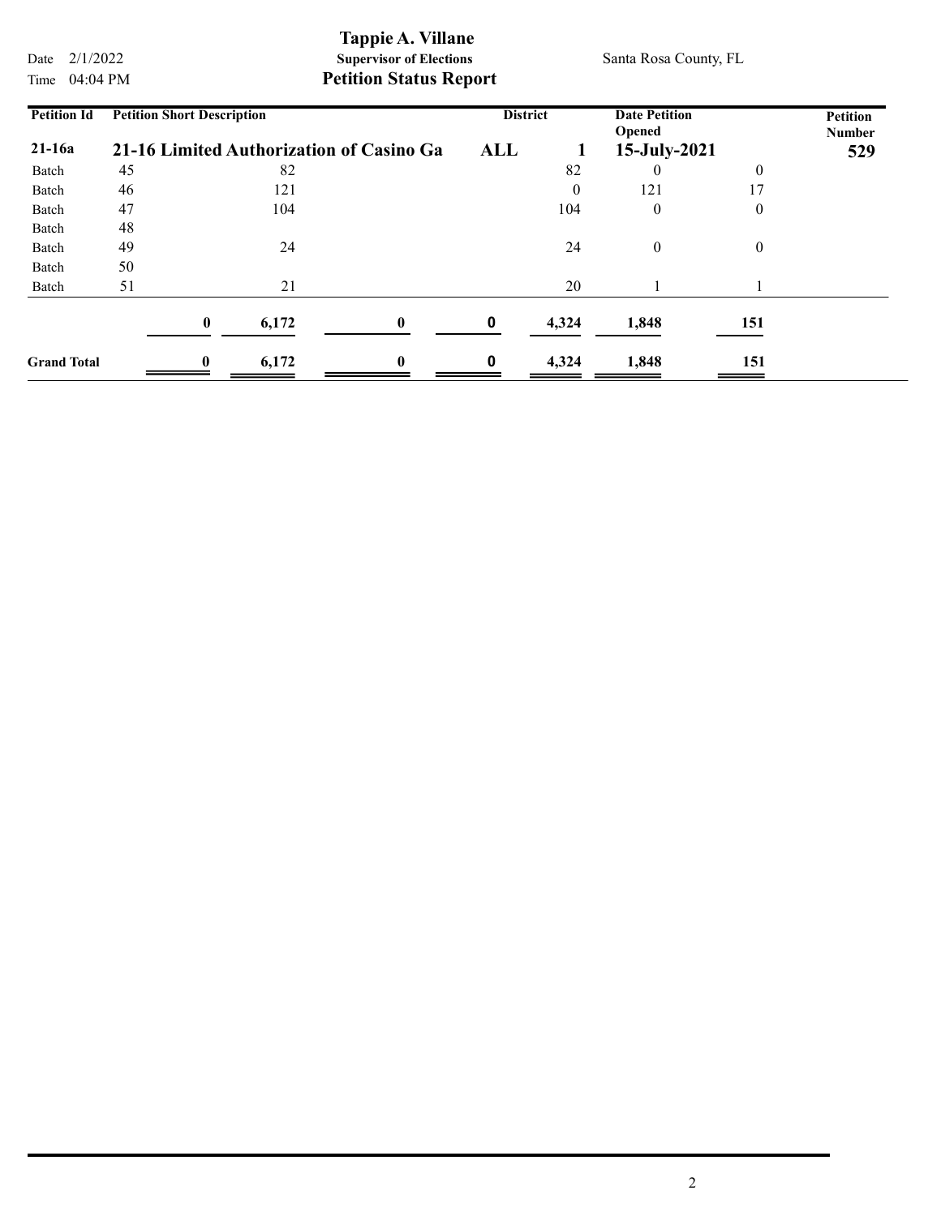| Petition Id | Petition Short Description | | | | District | | Date Petition Opened | | Petition Number |
|---|---|---|---|---|---|---|---|---|---|
| **21-16a** | **21-16 Limited Authorization of Casino Ga** | | | | **ALL** | **1** | **15-July-2021** | | **529** |
| Batch | 45 | | 82 | | | 82 | 0 | 0 | |
| Batch | 46 | | 121 | | | 0 | 121 | 17 | |
| Batch | 47 | | 104 | | | 104 | 0 | 0 | |
| Batch | 48 | | | | | | | | |
| Batch | 49 | | 24 | | | 24 | 0 | 0 | |
| Batch | 50 | | | | | | | | |
| Batch | 51 | | 21 | | | 20 | 1 | 1 | |
| | | **0** | **6,172** | **0** | **0** | **4,324** | **1,848** | **151** | |
| **Grand Total** | | **0** | **6,172** | **0** | **0** | **4,324** | **1,848** | **151** | |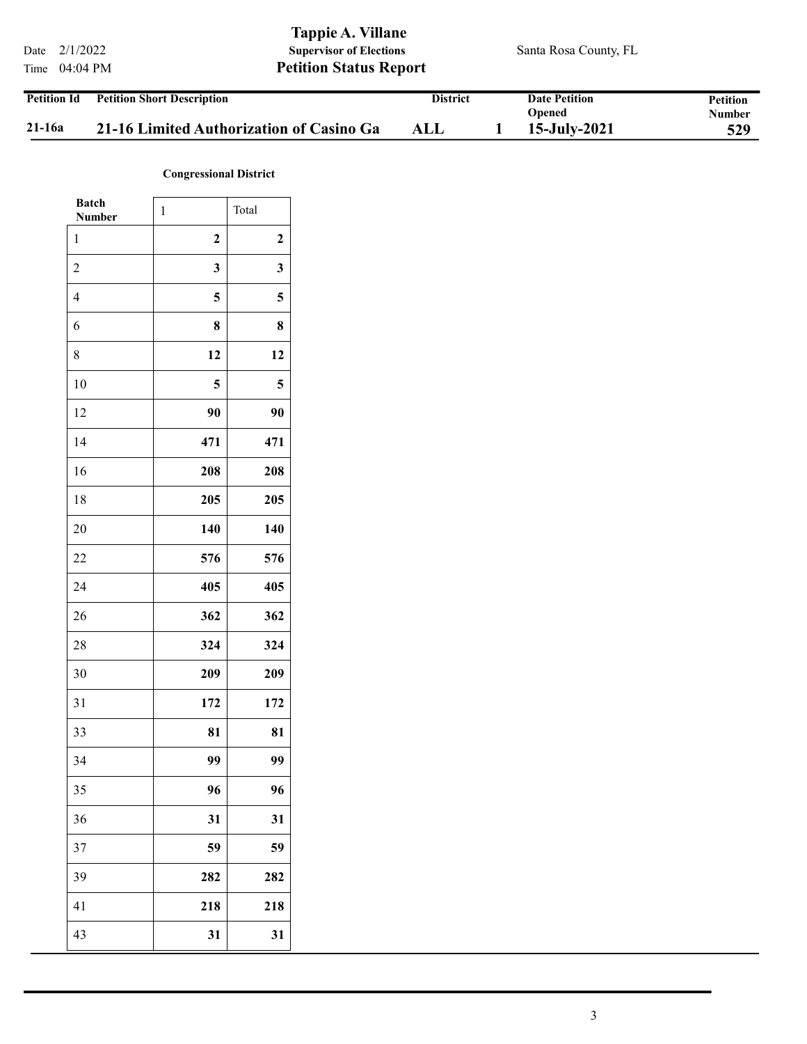Date 2/1/2022
Time 04:04 PM

**Tappie A. Villane**
**Supervisor of Elections**
**Petition Status Report**

Santa Rosa County, FL

| Petition Id | Petition Short Description | District | | Date Petition Opened | Petition Number |
|---|---|---|---|---|---|
| **21-16a** | **21-16 Limited Authorization of Casino Ga** | **ALL** | **1** | **15-July-2021** | **529** |

**Congressional District**

| Batch Number | 1 | Total |
|---|---|---|
| 1 | **2** | **2** |
| 2 | **3** | **3** |
| 4 | **5** | **5** |
| 6 | **8** | **8** |
| 8 | **12** | **12** |
| 10 | **5** | **5** |
| 12 | **90** | **90** |
| 14 | **471** | **471** |
| 16 | **208** | **208** |
| 18 | **205** | **205** |
| 20 | **140** | **140** |
| 22 | **576** | **576** |
| 24 | **405** | **405** |
| 26 | **362** | **362** |
| 28 | **324** | **324** |
| 30 | **209** | **209** |
| 31 | **172** | **172** |
| 33 | **81** | **81** |
| 34 | **99** | **99** |
| 35 | **96** | **96** |
| 36 | **31** | **31** |
| 37 | **59** | **59** |
| 39 | **282** | **282** |
| 41 | **218** | **218** |
| 43 | **31** | **31** |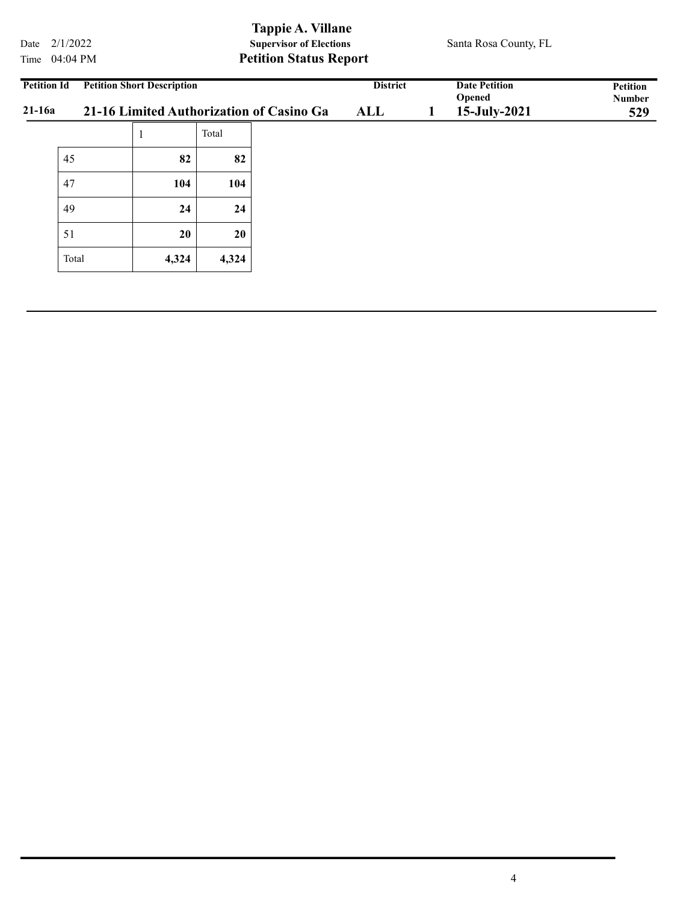Date 2/1/2022

Time 04:04 PM

**Tappie A. Villane**

**Supervisor of Elections**

**Petition Status Report**

Santa Rosa County, FL

| Petition Id | Petition Short Description | District | | Date Petition Opened | Petition Number |
|---|---|---|---|---|---|
| **21-16a** | **21-16 Limited Authorization of Casino Ga** | **ALL** | **1** | **15-July-2021** | **529** |

| | 1 | Total |
|---|---|---|
| 45 | **82** | **82** |
| 47 | **104** | **104** |
| 49 | **24** | **24** |
| 51 | **20** | **20** |
| Total | **4,324** | **4,324** |